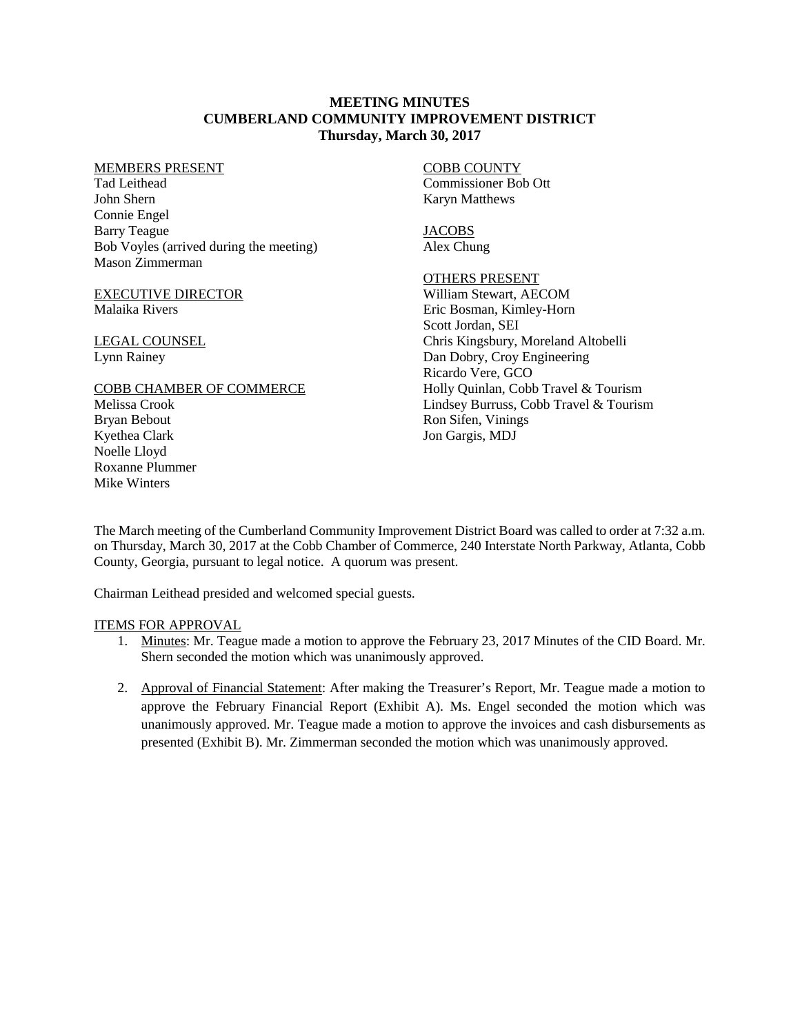# MEETING MINUTES
## CUMBERLAND COMMUNITY IMPROVEMENT DISTRICT
### Thursday, March 30, 2017

MEMBERS PRESENT
Tad Leithead
John Shern
Connie Engel
Barry Teague
Bob Voyles (arrived during the meeting)
Mason Zimmerman

EXECUTIVE DIRECTOR
Malaika Rivers

LEGAL COUNSEL
Lynn Rainey

COBB CHAMBER OF COMMERCE
Melissa Crook
Bryan Bebout
Kyethea Clark
Noelle Lloyd
Roxanne Plummer
Mike Winters

COBB COUNTY
Commissioner Bob Ott
Karyn Matthews

JACOBS
Alex Chung

OTHERS PRESENT
William Stewart, AECOM
Eric Bosman, Kimley-Horn
Scott Jordan, SEI
Chris Kingsbury, Moreland Altobelli
Dan Dobry, Croy Engineering
Ricardo Vere, GCO
Holly Quinlan, Cobb Travel & Tourism
Lindsey Burruss, Cobb Travel & Tourism
Ron Sifen, Vinings
Jon Gargis, MDJ

The March meeting of the Cumberland Community Improvement District Board was called to order at 7:32 a.m. on Thursday, March 30, 2017 at the Cobb Chamber of Commerce, 240 Interstate North Parkway, Atlanta, Cobb County, Georgia, pursuant to legal notice. A quorum was present.

Chairman Leithead presided and welcomed special guests.

ITEMS FOR APPROVAL

1. Minutes: Mr. Teague made a motion to approve the February 23, 2017 Minutes of the CID Board. Mr. Shern seconded the motion which was unanimously approved.

2. Approval of Financial Statement: After making the Treasurer's Report, Mr. Teague made a motion to approve the February Financial Report (Exhibit A). Ms. Engel seconded the motion which was unanimously approved. Mr. Teague made a motion to approve the invoices and cash disbursements as presented (Exhibit B). Mr. Zimmerman seconded the motion which was unanimously approved.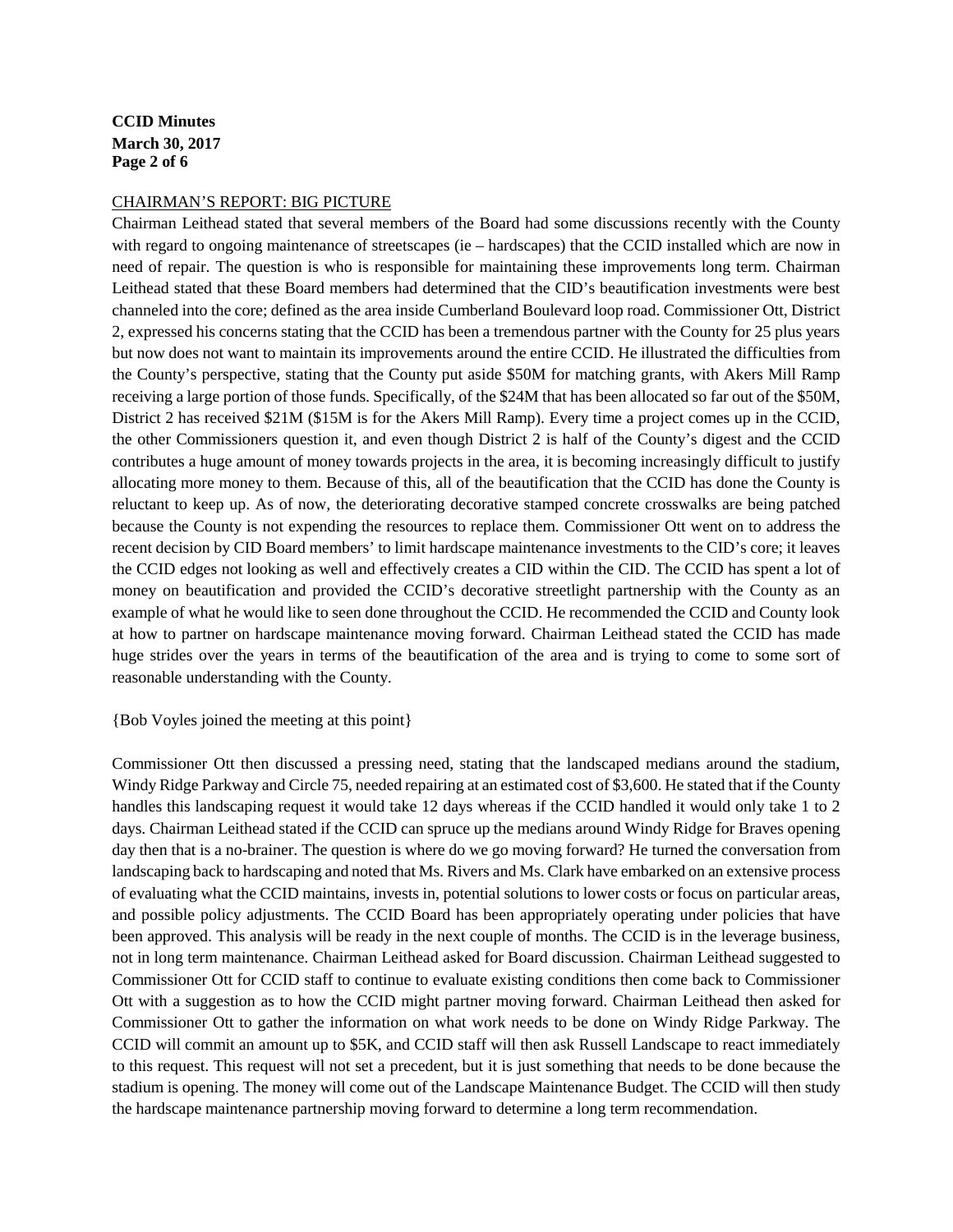CHAIRMAN'S REPORT: BIG PICTURE

Chairman Leithead stated that several members of the Board had some discussions recently with the County with regard to ongoing maintenance of streetscapes (ie – hardscapes) that the CCID installed which are now in need of repair. The question is who is responsible for maintaining these improvements long term. Chairman Leithead stated that these Board members had determined that the CID's beautification investments were best channeled into the core; defined as the area inside Cumberland Boulevard loop road. Commissioner Ott, District 2, expressed his concerns stating that the CCID has been a tremendous partner with the County for 25 plus years but now does not want to maintain its improvements around the entire CCID. He illustrated the difficulties from the County's perspective, stating that the County put aside $50M for matching grants, with Akers Mill Ramp receiving a large portion of those funds. Specifically, of the $24M that has been allocated so far out of the $50M, District 2 has received $21M ($15M is for the Akers Mill Ramp). Every time a project comes up in the CCID, the other Commissioners question it, and even though District 2 is half of the County's digest and the CCID contributes a huge amount of money towards projects in the area, it is becoming increasingly difficult to justify allocating more money to them. Because of this, all of the beautification that the CCID has done the County is reluctant to keep up. As of now, the deteriorating decorative stamped concrete crosswalks are being patched because the County is not expending the resources to replace them. Commissioner Ott went on to address the recent decision by CID Board members' to limit hardscape maintenance investments to the CID's core; it leaves the CCID edges not looking as well and effectively creates a CID within the CID. The CCID has spent a lot of money on beautification and provided the CCID's decorative streetlight partnership with the County as an example of what he would like to seen done throughout the CCID. He recommended the CCID and County look at how to partner on hardscape maintenance moving forward. Chairman Leithead stated the CCID has made huge strides over the years in terms of the beautification of the area and is trying to come to some sort of reasonable understanding with the County.

{Bob Voyles joined the meeting at this point}

Commissioner Ott then discussed a pressing need, stating that the landscaped medians around the stadium, Windy Ridge Parkway and Circle 75, needed repairing at an estimated cost of $3,600. He stated that if the County handles this landscaping request it would take 12 days whereas if the CCID handled it would only take 1 to 2 days. Chairman Leithead stated if the CCID can spruce up the medians around Windy Ridge for Braves opening day then that is a no-brainer. The question is where do we go moving forward? He turned the conversation from landscaping back to hardscaping and noted that Ms. Rivers and Ms. Clark have embarked on an extensive process of evaluating what the CCID maintains, invests in, potential solutions to lower costs or focus on particular areas, and possible policy adjustments. The CCID Board has been appropriately operating under policies that have been approved. This analysis will be ready in the next couple of months. The CCID is in the leverage business, not in long term maintenance. Chairman Leithead asked for Board discussion. Chairman Leithead suggested to Commissioner Ott for CCID staff to continue to evaluate existing conditions then come back to Commissioner Ott with a suggestion as to how the CCID might partner moving forward. Chairman Leithead then asked for Commissioner Ott to gather the information on what work needs to be done on Windy Ridge Parkway. The CCID will commit an amount up to $5K, and CCID staff will then ask Russell Landscape to react immediately to this request. This request will not set a precedent, but it is just something that needs to be done because the stadium is opening. The money will come out of the Landscape Maintenance Budget. The CCID will then study the hardscape maintenance partnership moving forward to determine a long term recommendation.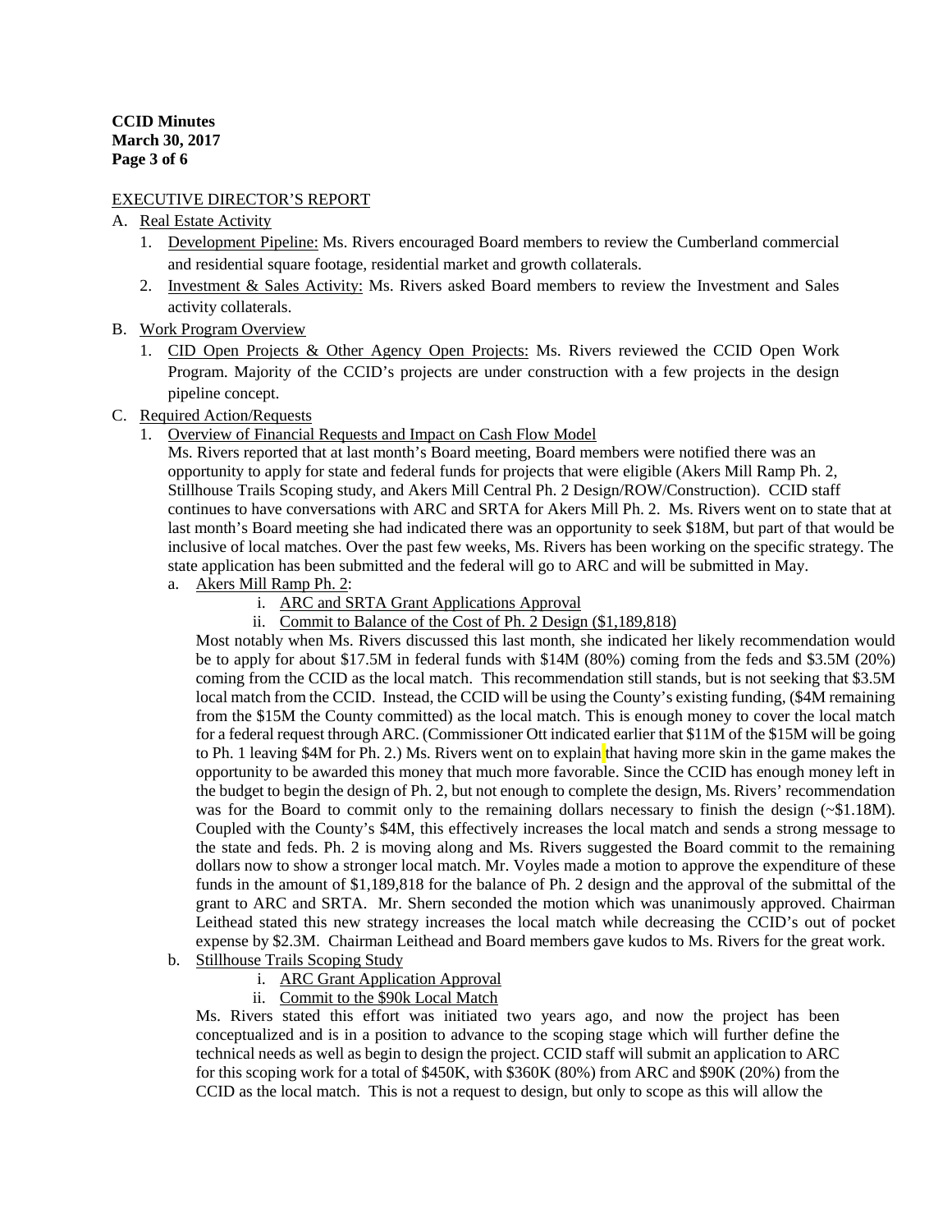EXECUTIVE DIRECTOR'S REPORT

A. Real Estate Activity
   1. Development Pipeline: Ms. Rivers encouraged Board members to review the Cumberland commercial and residential square footage, residential market and growth collaterals.
   2. Investment & Sales Activity: Ms. Rivers asked Board members to review the Investment and Sales activity collaterals.

B. Work Program Overview
   1. CID Open Projects & Other Agency Open Projects: Ms. Rivers reviewed the CCID Open Work Program. Majority of the CCID's projects are under construction with a few projects in the design pipeline concept.

C. Required Action/Requests
   1. Overview of Financial Requests and Impact on Cash Flow Model

      Ms. Rivers reported that at last month's Board meeting, Board members were notified there was an opportunity to apply for state and federal funds for projects that were eligible (Akers Mill Ramp Ph. 2, Stillhouse Trails Scoping study, and Akers Mill Central Ph. 2 Design/ROW/Construction). CCID staff continues to have conversations with ARC and SRTA for Akers Mill Ph. 2. Ms. Rivers went on to state that at last month's Board meeting she had indicated there was an opportunity to seek $18M, but part of that would be inclusive of local matches. Over the past few weeks, Ms. Rivers has been working on the specific strategy. The state application has been submitted and the federal will go to ARC and will be submitted in May.

      a. Akers Mill Ramp Ph. 2:
         i. ARC and SRTA Grant Applications Approval
         ii. Commit to Balance of the Cost of Ph. 2 Design ($1,189,818)

         Most notably when Ms. Rivers discussed this last month, she indicated her likely recommendation would be to apply for about $17.5M in federal funds with $14M (80%) coming from the feds and $3.5M (20%) coming from the CCID as the local match. This recommendation still stands, but is not seeking that $3.5M local match from the CCID. Instead, the CCID will be using the County's existing funding, ($4M remaining from the $15M the County committed) as the local match. This is enough money to cover the local match for a federal request through ARC. (Commissioner Ott indicated earlier that $11M of the $15M will be going to Ph. 1 leaving $4M for Ph. 2.) Ms. Rivers went on to explain that having more skin in the game makes the opportunity to be awarded this money that much more favorable. Since the CCID has enough money left in the budget to begin the design of Ph. 2, but not enough to complete the design, Ms. Rivers' recommendation was for the Board to commit only to the remaining dollars necessary to finish the design (~$1.18M). Coupled with the County's $4M, this effectively increases the local match and sends a strong message to the state and feds. Ph. 2 is moving along and Ms. Rivers suggested the Board commit to the remaining dollars now to show a stronger local match. Mr. Voyles made a motion to approve the expenditure of these funds in the amount of $1,189,818 for the balance of Ph. 2 design and the approval of the submittal of the grant to ARC and SRTA. Mr. Shern seconded the motion which was unanimously approved. Chairman Leithead stated this new strategy increases the local match while decreasing the CCID's out of pocket expense by $2.3M. Chairman Leithead and Board members gave kudos to Ms. Rivers for the great work.

      b. Stillhouse Trails Scoping Study
         i. ARC Grant Application Approval
         ii. Commit to the $90k Local Match

         Ms. Rivers stated this effort was initiated two years ago, and now the project has been conceptualized and is in a position to advance to the scoping stage which will further define the technical needs as well as begin to design the project. CCID staff will submit an application to ARC for this scoping work for a total of $450K, with $360K (80%) from ARC and $90K (20%) from the CCID as the local match. This is not a request to design, but only to scope as this will allow the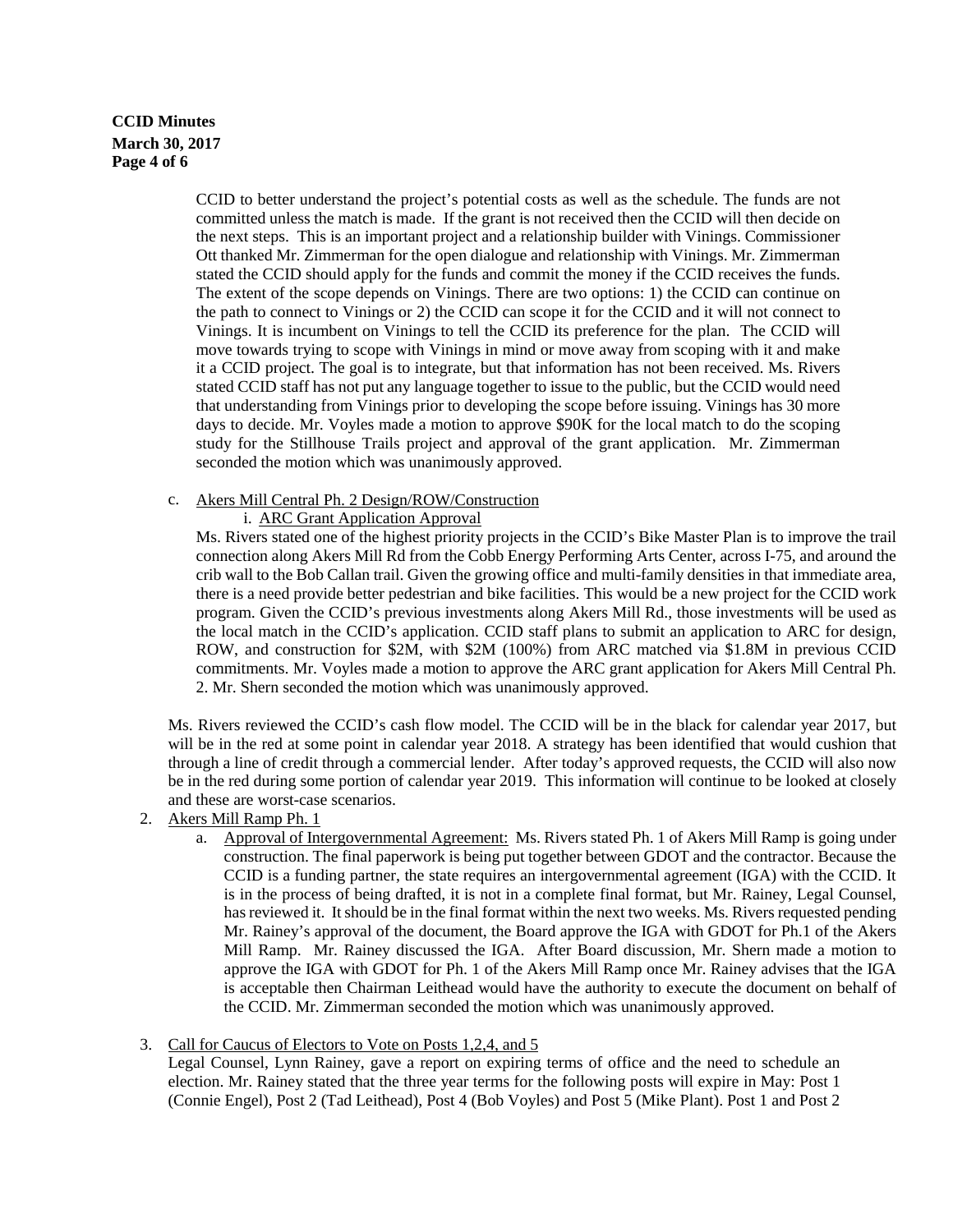CCID to better understand the project's potential costs as well as the schedule. The funds are not committed unless the match is made. If the grant is not received then the CCID will then decide on the next steps. This is an important project and a relationship builder with Vinings. Commissioner Ott thanked Mr. Zimmerman for the open dialogue and relationship with Vinings. Mr. Zimmerman stated the CCID should apply for the funds and commit the money if the CCID receives the funds. The extent of the scope depends on Vinings. There are two options: 1) the CCID can continue on the path to connect to Vinings or 2) the CCID can scope it for the CCID and it will not connect to Vinings. It is incumbent on Vinings to tell the CCID its preference for the plan. The CCID will move towards trying to scope with Vinings in mind or move away from scoping with it and make it a CCID project. The goal is to integrate, but that information has not been received. Ms. Rivers stated CCID staff has not put any language together to issue to the public, but the CCID would need that understanding from Vinings prior to developing the scope before issuing. Vinings has 30 more days to decide. Mr. Voyles made a motion to approve $90K for the local match to do the scoping study for the Stillhouse Trails project and approval of the grant application. Mr. Zimmerman seconded the motion which was unanimously approved.

c. <u>Akers Mill Central Ph. 2 Design/ROW/Construction</u>

   i. <u>ARC Grant Application Approval</u>

   Ms. Rivers stated one of the highest priority projects in the CCID's Bike Master Plan is to improve the trail connection along Akers Mill Rd from the Cobb Energy Performing Arts Center, across I-75, and around the crib wall to the Bob Callan trail. Given the growing office and multi-family densities in that immediate area, there is a need provide better pedestrian and bike facilities. This would be a new project for the CCID work program. Given the CCID's previous investments along Akers Mill Rd., those investments will be used as the local match in the CCID's application. CCID staff plans to submit an application to ARC for design, ROW, and construction for $2M, with $2M (100%) from ARC matched via $1.8M in previous CCID commitments. Mr. Voyles made a motion to approve the ARC grant application for Akers Mill Central Ph. 2. Mr. Shern seconded the motion which was unanimously approved.

Ms. Rivers reviewed the CCID's cash flow model. The CCID will be in the black for calendar year 2017, but will be in the red at some point in calendar year 2018. A strategy has been identified that would cushion that through a line of credit through a commercial lender. After today's approved requests, the CCID will also now be in the red during some portion of calendar year 2019. This information will continue to be looked at closely and these are worst-case scenarios.

2. <u>Akers Mill Ramp Ph. 1</u>

   a. <u>Approval of Intergovernmental Agreement:</u> Ms. Rivers stated Ph. 1 of Akers Mill Ramp is going under construction. The final paperwork is being put together between GDOT and the contractor. Because the CCID is a funding partner, the state requires an intergovernmental agreement (IGA) with the CCID. It is in the process of being drafted, it is not in a complete final format, but Mr. Rainey, Legal Counsel, has reviewed it. It should be in the final format within the next two weeks. Ms. Rivers requested pending Mr. Rainey's approval of the document, the Board approve the IGA with GDOT for Ph.1 of the Akers Mill Ramp. Mr. Rainey discussed the IGA. After Board discussion, Mr. Shern made a motion to approve the IGA with GDOT for Ph. 1 of the Akers Mill Ramp once Mr. Rainey advises that the IGA is acceptable then Chairman Leithead would have the authority to execute the document on behalf of the CCID. Mr. Zimmerman seconded the motion which was unanimously approved.

3. <u>Call for Caucus of Electors to Vote on Posts 1,2,4, and 5</u>

   Legal Counsel, Lynn Rainey, gave a report on expiring terms of office and the need to schedule an election. Mr. Rainey stated that the three year terms for the following posts will expire in May: Post 1 (Connie Engel), Post 2 (Tad Leithead), Post 4 (Bob Voyles) and Post 5 (Mike Plant). Post 1 and Post 2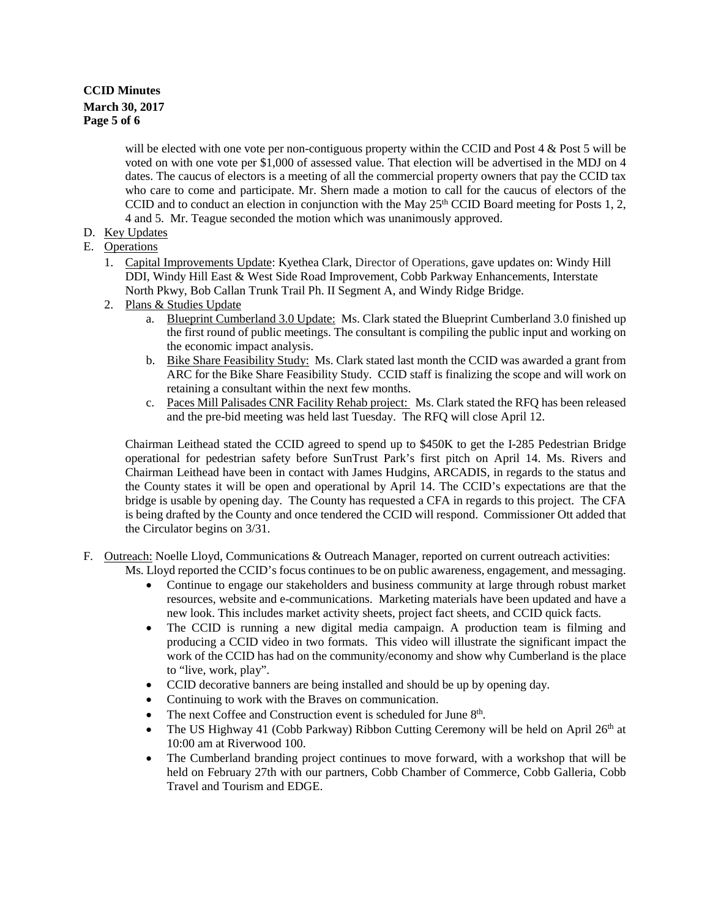will be elected with one vote per non-contiguous property within the CCID and Post 4 & Post 5 will be voted on with one vote per $1,000 of assessed value. That election will be advertised in the MDJ on 4 dates. The caucus of electors is a meeting of all the commercial property owners that pay the CCID tax who care to come and participate. Mr. Shern made a motion to call for the caucus of electors of the CCID and to conduct an election in conjunction with the May 25th CCID Board meeting for Posts 1, 2, 4 and 5. Mr. Teague seconded the motion which was unanimously approved.

D. Key Updates

E. Operations

1. Capital Improvements Update: Kyethea Clark, Director of Operations, gave updates on: Windy Hill DDI, Windy Hill East & West Side Road Improvement, Cobb Parkway Enhancements, Interstate North Pkwy, Bob Callan Trunk Trail Ph. II Segment A, and Windy Ridge Bridge.
2. Plans & Studies Update
    a. Blueprint Cumberland 3.0 Update: Ms. Clark stated the Blueprint Cumberland 3.0 finished up the first round of public meetings. The consultant is compiling the public input and working on the economic impact analysis.
    b. Bike Share Feasibility Study: Ms. Clark stated last month the CCID was awarded a grant from ARC for the Bike Share Feasibility Study. CCID staff is finalizing the scope and will work on retaining a consultant within the next few months.
    c. Paces Mill Palisades CNR Facility Rehab project: Ms. Clark stated the RFQ has been released and the pre-bid meeting was held last Tuesday. The RFQ will close April 12.

Chairman Leithead stated the CCID agreed to spend up to $450K to get the I-285 Pedestrian Bridge operational for pedestrian safety before SunTrust Park's first pitch on April 14. Ms. Rivers and Chairman Leithead have been in contact with James Hudgins, ARCADIS, in regards to the status and the County states it will be open and operational by April 14. The CCID's expectations are that the bridge is usable by opening day. The County has requested a CFA in regards to this project. The CFA is being drafted by the County and once tendered the CCID will respond. Commissioner Ott added that the Circulator begins on 3/31.

F. Outreach: Noelle Lloyd, Communications & Outreach Manager, reported on current outreach activities:
Ms. Lloyd reported the CCID's focus continues to be on public awareness, engagement, and messaging.

- Continue to engage our stakeholders and business community at large through robust market resources, website and e-communications. Marketing materials have been updated and have a new look. This includes market activity sheets, project fact sheets, and CCID quick facts.
- The CCID is running a new digital media campaign. A production team is filming and producing a CCID video in two formats. This video will illustrate the significant impact the work of the CCID has had on the community/economy and show why Cumberland is the place to "live, work, play".
- CCID decorative banners are being installed and should be up by opening day.
- Continuing to work with the Braves on communication.
- The next Coffee and Construction event is scheduled for June 8th.
- The US Highway 41 (Cobb Parkway) Ribbon Cutting Ceremony will be held on April 26th at 10:00 am at Riverwood 100.
- The Cumberland branding project continues to move forward, with a workshop that will be held on February 27th with our partners, Cobb Chamber of Commerce, Cobb Galleria, Cobb Travel and Tourism and EDGE.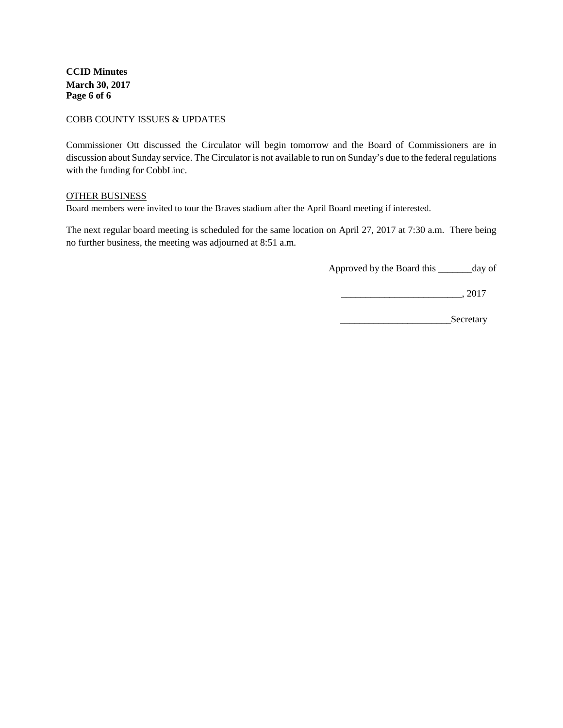COBB COUNTY ISSUES & UPDATES

Commissioner Ott discussed the Circulator will begin tomorrow and the Board of Commissioners are in discussion about Sunday service. The Circulator is not available to run on Sunday's due to the federal regulations with the funding for CobbLinc.

OTHER BUSINESS

Board members were invited to tour the Braves stadium after the April Board meeting if interested.

The next regular board meeting is scheduled for the same location on April 27, 2017 at 7:30 a.m. There being no further business, the meeting was adjourned at 8:51 a.m.

Approved by the Board this _______day of

_________________________, 2017

_______________________Secretary